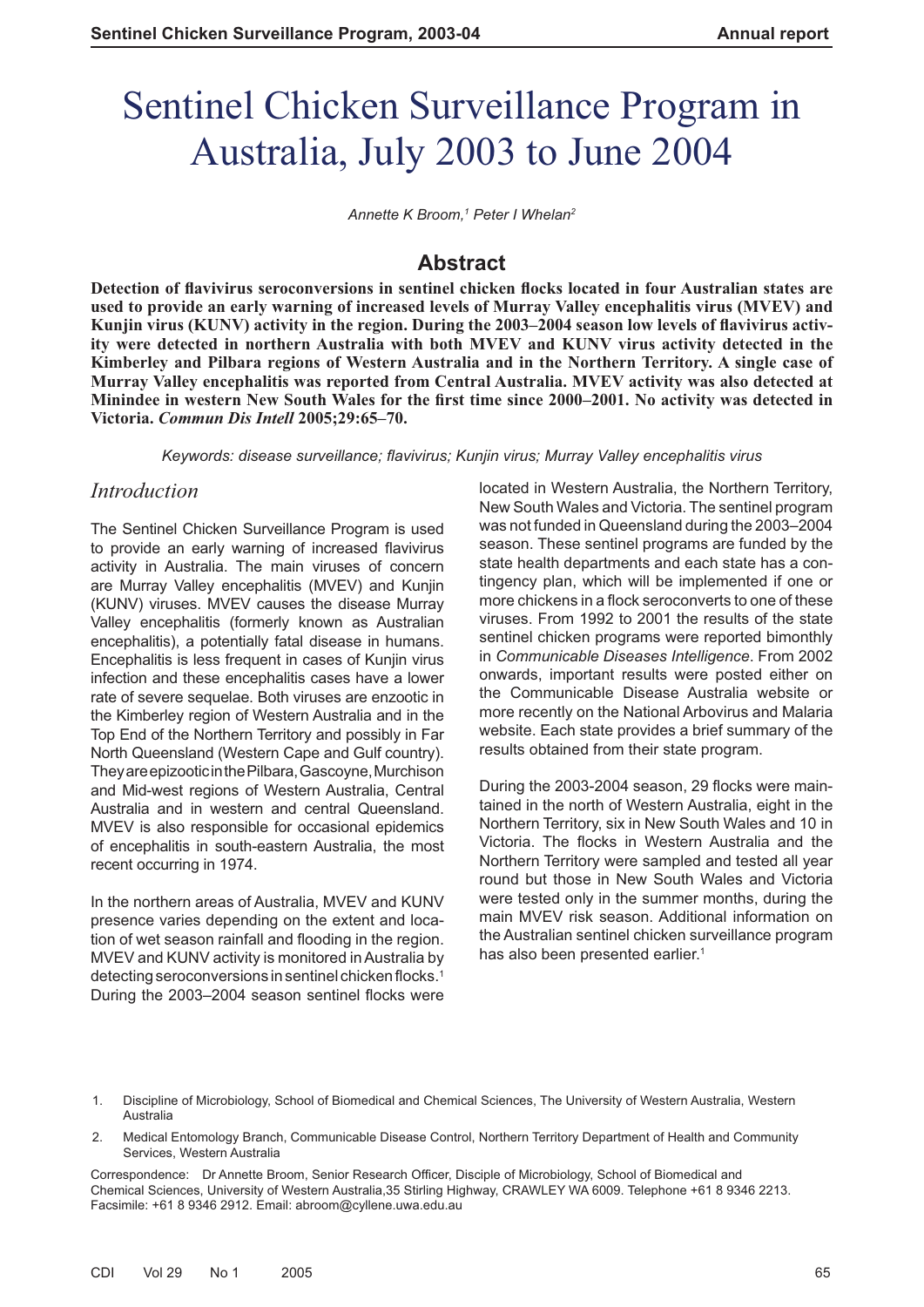# Sentinel Chicken Surveillance Program in Australia, July 2003 to June 2004

*Annette K Broom,[1] Peter I Whelan[2]*

## Abstract

**Detection of flavivirus seroconversions in sentinel chicken flocks located in four Australian states are used to provide an early warning of increased levels of Murray Valley encephalitis virus (MVEV) and Kunjin virus (KUNV) activity in the region. During the 2003–2004 season low levels of flavivirus activity were detected in northern Australia with both MVEV and KUNV virus activity detected in the Kimberley and Pilbara regions of Western Australia and in the Northern Territory. A single case of Murray Valley encephalitis was reported from Central Australia. MVEV activity was also detected at Minindee in western New South Wales for the first time since 2000–2001. No activity was detected in Victoria. *Commun Dis Intell* 2005;29:65–70.**

*Keywords: disease surveillance; flavivirus; Kunjin virus; Murray Valley encephalitis virus*

## Introduction

The Sentinel Chicken Surveillance Program is used to provide an early warning of increased flavivirus activity in Australia. The main viruses of concern are Murray Valley encephalitis (MVEV) and Kunjin (KUNV) viruses. MVEV causes the disease Murray Valley encephalitis (formerly known as Australian encephalitis), a potentially fatal disease in humans. Encephalitis is less frequent in cases of Kunjin virus infection and these encephalitis cases have a lower rate of severe sequelae. Both viruses are enzootic in the Kimberley region of Western Australia and in the Top End of the Northern Territory and possibly in Far North Queensland (Western Cape and Gulf country). They are epizootic in the Pilbara, Gascoyne, Murchison and Mid-west regions of Western Australia, Central Australia and in western and central Queensland. MVEV is also responsible for occasional epidemics of encephalitis in south-eastern Australia, the most recent occurring in 1974.

In the northern areas of Australia, MVEV and KUNV presence varies depending on the extent and location of wet season rainfall and flooding in the region. MVEV and KUNV activity is monitored in Australia by detecting seroconversions in sentinel chicken flocks.[1] During the 2003–2004 season sentinel flocks were located in Western Australia, the Northern Territory, New South Wales and Victoria. The sentinel program was not funded in Queensland during the 2003–2004 season. These sentinel programs are funded by the state health departments and each state has a contingency plan, which will be implemented if one or more chickens in a flock seroconverts to one of these viruses. From 1992 to 2001 the results of the state sentinel chicken programs were reported bimonthly in *Communicable Diseases Intelligence*. From 2002 onwards, important results were posted either on the Communicable Disease Australia website or more recently on the National Arbovirus and Malaria website. Each state provides a brief summary of the results obtained from their state program.

During the 2003-2004 season, 29 flocks were maintained in the north of Western Australia, eight in the Northern Territory, six in New South Wales and 10 in Victoria. The flocks in Western Australia and the Northern Territory were sampled and tested all year round but those in New South Wales and Victoria were tested only in the summer months, during the main MVEV risk season. Additional information on the Australian sentinel chicken surveillance program has also been presented earlier.[1]

1. Discipline of Microbiology, School of Biomedical and Chemical Sciences, The University of Western Australia, Western Australia
2. Medical Entomology Branch, Communicable Disease Control, Northern Territory Department of Health and Community Services, Western Australia

Correspondence: Dr Annette Broom, Senior Research Officer, Disciple of Microbiology, School of Biomedical and Chemical Sciences, University of Western Australia,35 Stirling Highway, CRAWLEY WA 6009. Telephone +61 8 9346 2213. Facsimile: +61 8 9346 2912. Email: abroom@cyllene.uwa.edu.au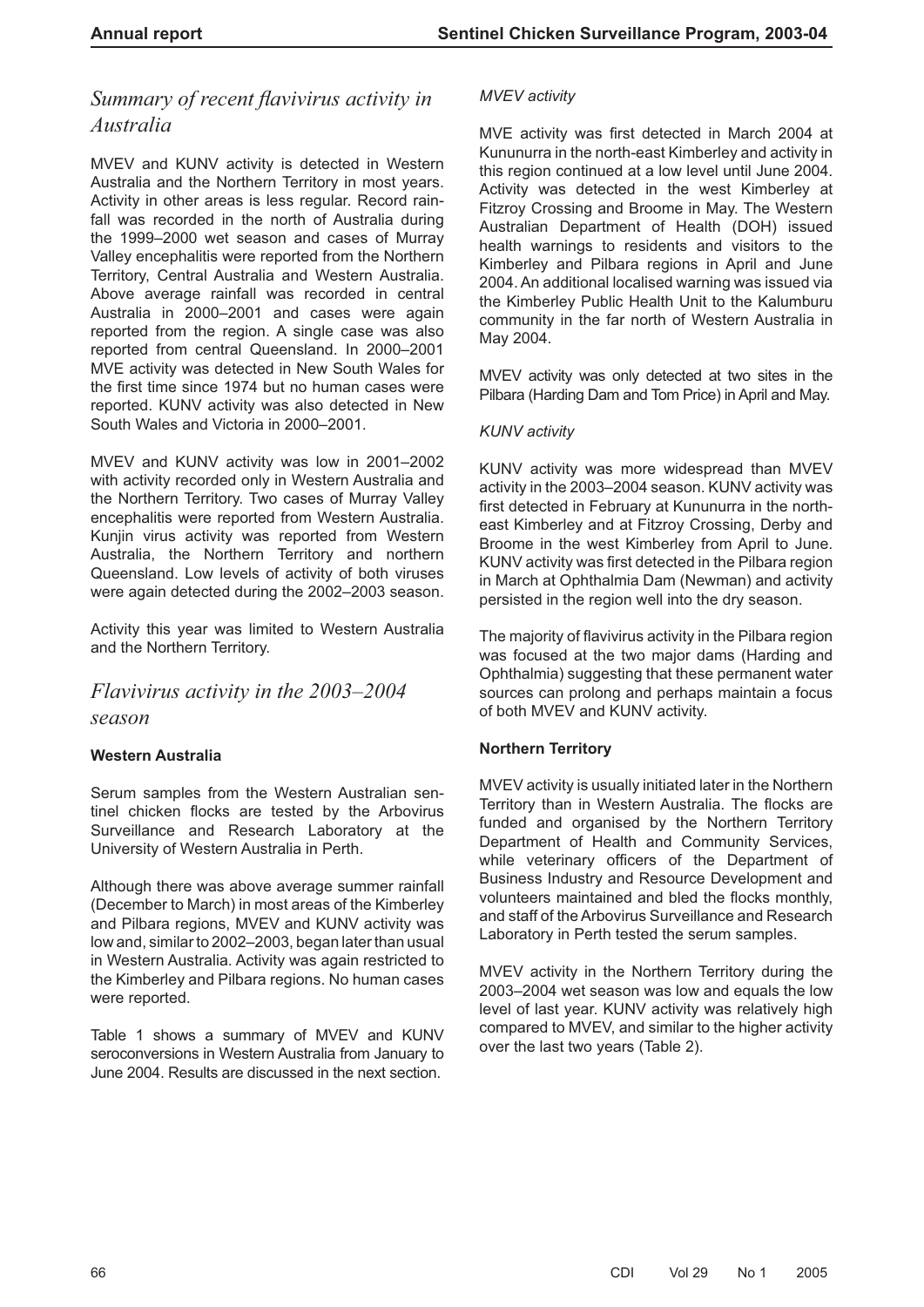## *Summary of recent flavivirus activity in Australia*

MVEV and KUNV activity is detected in Western Australia and the Northern Territory in most years. Activity in other areas is less regular. Record rainfall was recorded in the north of Australia during the 1999–2000 wet season and cases of Murray Valley encephalitis were reported from the Northern Territory, Central Australia and Western Australia. Above average rainfall was recorded in central Australia in 2000–2001 and cases were again reported from the region. A single case was also reported from central Queensland. In 2000–2001 MVE activity was detected in New South Wales for the first time since 1974 but no human cases were reported. KUNV activity was also detected in New South Wales and Victoria in 2000–2001.

MVEV and KUNV activity was low in 2001–2002 with activity recorded only in Western Australia and the Northern Territory. Two cases of Murray Valley encephalitis were reported from Western Australia. Kunjin virus activity was reported from Western Australia, the Northern Territory and northern Queensland. Low levels of activity of both viruses were again detected during the 2002–2003 season.

Activity this year was limited to Western Australia and the Northern Territory.

## *Flavivirus activity in the 2003–2004 season*

### Western Australia

Serum samples from the Western Australian sentinel chicken flocks are tested by the Arbovirus Surveillance and Research Laboratory at the University of Western Australia in Perth.

Although there was above average summer rainfall (December to March) in most areas of the Kimberley and Pilbara regions, MVEV and KUNV activity was low and, similar to 2002–2003, began later than usual in Western Australia. Activity was again restricted to the Kimberley and Pilbara regions. No human cases were reported.

Table 1 shows a summary of MVEV and KUNV seroconversions in Western Australia from January to June 2004. Results are discussed in the next section.

*MVEV activity*

MVE activity was first detected in March 2004 at Kununurra in the north-east Kimberley and activity in this region continued at a low level until June 2004. Activity was detected in the west Kimberley at Fitzroy Crossing and Broome in May. The Western Australian Department of Health (DOH) issued health warnings to residents and visitors to the Kimberley and Pilbara regions in April and June 2004. An additional localised warning was issued via the Kimberley Public Health Unit to the Kalumburu community in the far north of Western Australia in May 2004.

MVEV activity was only detected at two sites in the Pilbara (Harding Dam and Tom Price) in April and May.

*KUNV activity*

KUNV activity was more widespread than MVEV activity in the 2003–2004 season. KUNV activity was first detected in February at Kununurra in the north-east Kimberley and at Fitzroy Crossing, Derby and Broome in the west Kimberley from April to June. KUNV activity was first detected in the Pilbara region in March at Ophthalmia Dam (Newman) and activity persisted in the region well into the dry season.

The majority of flavivirus activity in the Pilbara region was focused at the two major dams (Harding and Ophthalmia) suggesting that these permanent water sources can prolong and perhaps maintain a focus of both MVEV and KUNV activity.

### Northern Territory

MVEV activity is usually initiated later in the Northern Territory than in Western Australia. The flocks are funded and organised by the Northern Territory Department of Health and Community Services, while veterinary officers of the Department of Business Industry and Resource Development and volunteers maintained and bled the flocks monthly, and staff of the Arbovirus Surveillance and Research Laboratory in Perth tested the serum samples.

MVEV activity in the Northern Territory during the 2003–2004 wet season was low and equals the low level of last year. KUNV activity was relatively high compared to MVEV, and similar to the higher activity over the last two years (Table 2).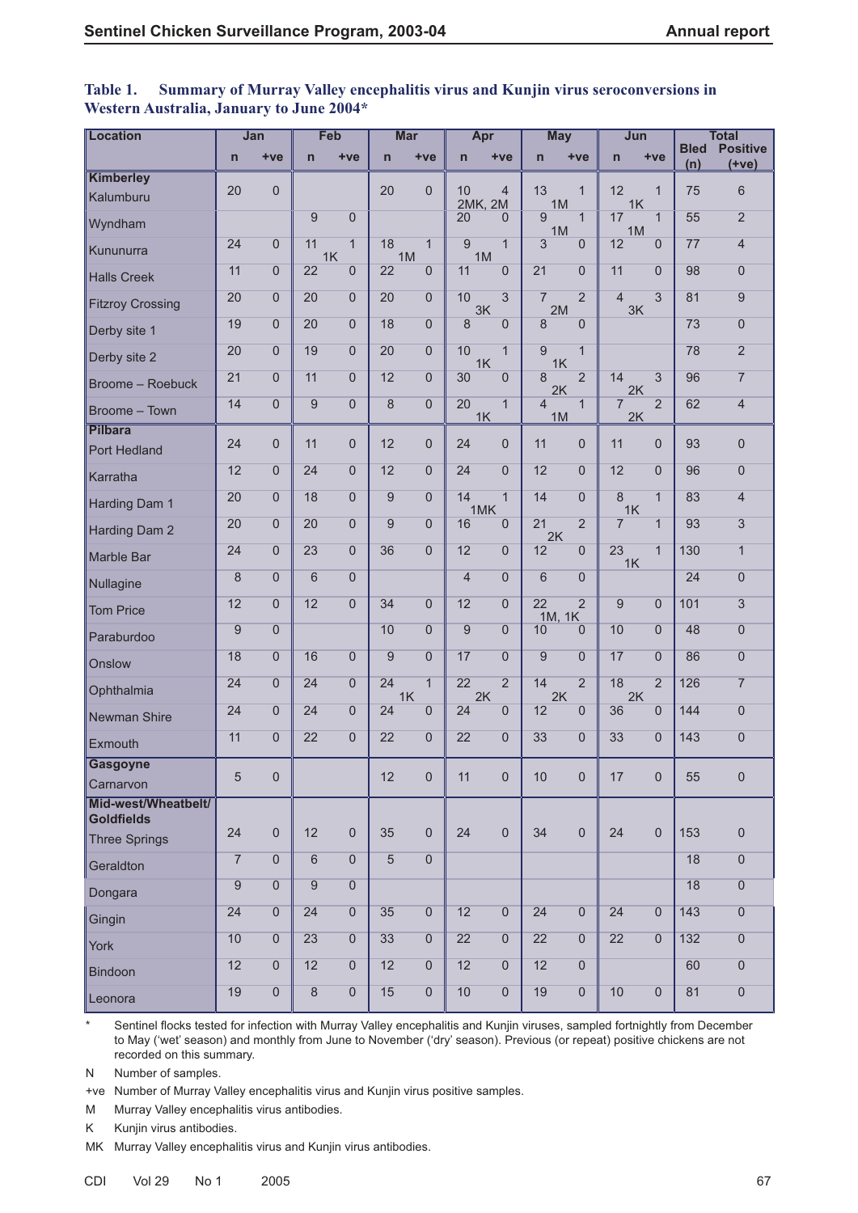**Table 1. Summary of Murray Valley encephalitis virus and Kunjin virus seroconversions in Western Australia, January to June 2004***

| Location | Jan | | Feb | | Mar | | Apr | | May | | Jun | | Total | |
|---|---|---|---|---|---|---|---|---|---|---|---|---|---|---|
| | n | +ve | n | +ve | n | +ve | n | +ve | n | +ve | n | +ve | Bled (n) | Positive (+ve) |
| **Kimberley** | | | | | | | | | | | | | | |
| Kalumburu | 20 | 0 | | | 20 | 0 | 10 | 4 2MK, 2M | 13 | 1 1M | 12 | 1 1K | 75 | 6 |
| Wyndham | | | 9 | 0 | | | 20 | 0 | 9 | 1 1M | 17 | 1 1M | 55 | 2 |
| Kununurra | 24 | 0 | 11 | 1 1K | 18 | 1 1M | 9 | 1 1M | 3 | 0 | 12 | 0 | 77 | 4 |
| Halls Creek | 11 | 0 | 22 | 0 | 22 | 0 | 11 | 0 | 21 | 0 | 11 | 0 | 98 | 0 |
| Fitzroy Crossing | 20 | 0 | 20 | 0 | 20 | 0 | 10 | 3 3K | 7 | 2 2M | 4 | 3 3K | 81 | 9 |
| Derby site 1 | 19 | 0 | 20 | 0 | 18 | 0 | 8 | 0 | 8 | 0 | | | 73 | 0 |
| Derby site 2 | 20 | 0 | 19 | 0 | 20 | 0 | 10 | 1 1K | 9 | 1 1K | | | 78 | 2 |
| Broome – Roebuck | 21 | 0 | 11 | 0 | 12 | 0 | 30 | 0 | 8 | 2 2K | 14 | 3 2K | 96 | 7 |
| Broome – Town | 14 | 0 | 9 | 0 | 8 | 0 | 20 | 1 1K | 4 | 1 1M | 7 | 2 2K | 62 | 4 |
| **Pilbara** | | | | | | | | | | | | | | |
| Port Hedland | 24 | 0 | 11 | 0 | 12 | 0 | 24 | 0 | 11 | 0 | 11 | 0 | 93 | 0 |
| Karratha | 12 | 0 | 24 | 0 | 12 | 0 | 24 | 0 | 12 | 0 | 12 | 0 | 96 | 0 |
| Harding Dam 1 | 20 | 0 | 18 | 0 | 9 | 0 | 14 | 1 1MK | 14 | 0 | 8 | 1 1K | 83 | 4 |
| Harding Dam 2 | 20 | 0 | 20 | 0 | 9 | 0 | 16 | 0 | 21 | 2 2K | 7 | 1 | 93 | 3 |
| Marble Bar | 24 | 0 | 23 | 0 | 36 | 0 | 12 | 0 | 12 | 0 | 23 | 1 1K | 130 | 1 |
| Nullagine | 8 | 0 | 6 | 0 | | | 4 | 0 | 6 | 0 | | | 24 | 0 |
| Tom Price | 12 | 0 | 12 | 0 | 34 | 0 | 12 | 0 | 22 | 2 1M, 1K | 9 | 0 | 101 | 3 |
| Paraburdoo | 9 | 0 | | | 10 | 0 | 9 | 0 | 10 | 0 | 10 | 0 | 48 | 0 |
| Onslow | 18 | 0 | 16 | 0 | 9 | 0 | 17 | 0 | 9 | 0 | 17 | 0 | 86 | 0 |
| Ophthalmia | 24 | 0 | 24 | 0 | 24 | 1 1K | 22 | 2 2K | 14 | 2 2K | 18 | 2 2K | 126 | 7 |
| Newman Shire | 24 | 0 | 24 | 0 | 24 | 0 | 24 | 0 | 12 | 0 | 36 | 0 | 144 | 0 |
| Exmouth | 11 | 0 | 22 | 0 | 22 | 0 | 22 | 0 | 33 | 0 | 33 | 0 | 143 | 0 |
| **Gasgoyne** | | | | | | | | | | | | | | |
| Carnarvon | 5 | 0 | | | 12 | 0 | 11 | 0 | 10 | 0 | 17 | 0 | 55 | 0 |
| **Mid-west/Wheatbelt/ Goldfields** | | | | | | | | | | | | | | |
| Three Springs | 24 | 0 | 12 | 0 | 35 | 0 | 24 | 0 | 34 | 0 | 24 | 0 | 153 | 0 |
| Geraldton | 7 | 0 | 6 | 0 | 5 | 0 | | | | | | | 18 | 0 |
| Dongara | 9 | 0 | 9 | 0 | | | | | | | | | 18 | 0 |
| Gingin | 24 | 0 | 24 | 0 | 35 | 0 | 12 | 0 | 24 | 0 | 24 | 0 | 143 | 0 |
| York | 10 | 0 | 23 | 0 | 33 | 0 | 22 | 0 | 22 | 0 | 22 | 0 | 132 | 0 |
| Bindoon | 12 | 0 | 12 | 0 | 12 | 0 | 12 | 0 | 12 | 0 | | | 60 | 0 |
| Leonora | 19 | 0 | 8 | 0 | 15 | 0 | 10 | 0 | 19 | 0 | 10 | 0 | 81 | 0 |

\* Sentinel flocks tested for infection with Murray Valley encephalitis and Kunjin viruses, sampled fortnightly from December to May ('wet' season) and monthly from June to November ('dry' season). Previous (or repeat) positive chickens are not recorded on this summary.

N Number of samples.

+ve Number of Murray Valley encephalitis virus and Kunjin virus positive samples.

M Murray Valley encephalitis virus antibodies.

K Kunjin virus antibodies.

MK Murray Valley encephalitis virus and Kunjin virus antibodies.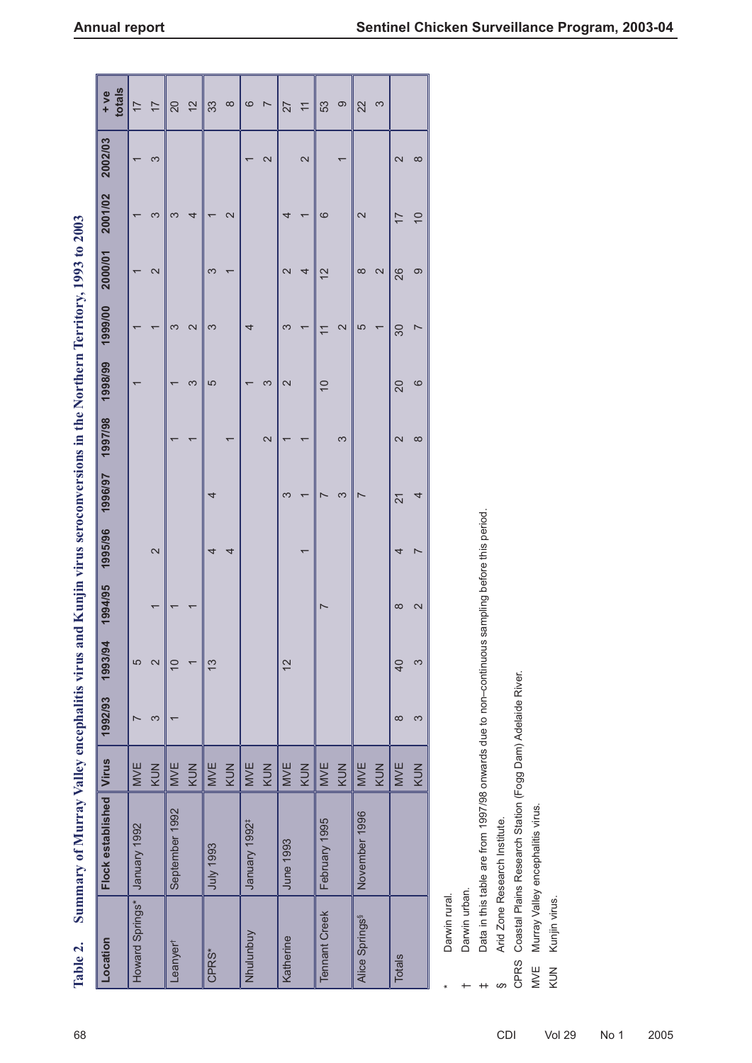**Table 2. Summary of Murray Valley encephalitis virus and Kunjin virus seroconversions in the Northern Territory, 1993 to 2003**

| Location | Flock established | Virus | 1992/93 | 1993/94 | 1994/95 | 1995/96 | 1996/97 | 1997/98 | 1998/99 | 1999/00 | 2000/01 | 2001/02 | 2002/03 | +ve totals |
|---|---|---|---|---|---|---|---|---|---|---|---|---|---|---|
| Howard Springs* | January 1992 | MVE | 7 | 5 | | | | | 1 | 1 | 1 | 1 | 1 | 17 |
| | | KUN | 3 | 2 | 1 | 2 | | | | 1 | 2 | 3 | 3 | 17 |
| Leanyer† | September 1992 | MVE | 1 | 10 | 1 | | | 1 | 1 | 3 | | 3 | | 20 |
| | | KUN | | 1 | 1 | | | 1 | 3 | 2 | | 4 | | 12 |
| CPRS* | July 1993 | MVE | | 13 | | 4 | 4 | | 5 | 3 | 3 | 1 | | 33 |
| | | KUN | | | | 4 | | 1 | | | 1 | 2 | | 8 |
| Nhulunbuy | January 1992‡ | MVE | | | | | | | 1 | 4 | | | 1 | 6 |
| | | KUN | | | | | | 2 | 3 | | | | 2 | 7 |
| Katherine | June 1993 | MVE | | 12 | | | 3 | 1 | 2 | 3 | 2 | 4 | | 27 |
| | | KUN | | | | 1 | 1 | 1 | | 1 | 4 | 1 | 2 | 11 |
| Tennant Creek | February 1995 | MVE | | | 7 | | 7 | | 10 | 11 | 12 | 6 | | 53 |
| | | KUN | | | | | 3 | 3 | | 2 | | | 1 | 9 |
| Alice Springs§ | November 1996 | MVE | | | | | 7 | | | 5 | 8 | 2 | | 22 |
| | | KUN | | | | | | | | 1 | 2 | | | 3 |
| Totals | | MVE | 8 | 40 | 8 | 4 | 21 | 2 | 20 | 30 | 26 | 17 | 2 | |
| | | KUN | 3 | 3 | 2 | 7 | 4 | 8 | 6 | 7 | 9 | 10 | 8 | |

\* Darwin rural.

† Darwin urban.

‡ Data in this table are from 1997/98 onwards due to non–continuous sampling before this period.

§ Arid Zone Research Institute.

CPRS Coastal Plains Research Station (Fogg Dam) Adelaide River.

MVE Murray Valley encephalitis virus.

KUN Kunjin virus.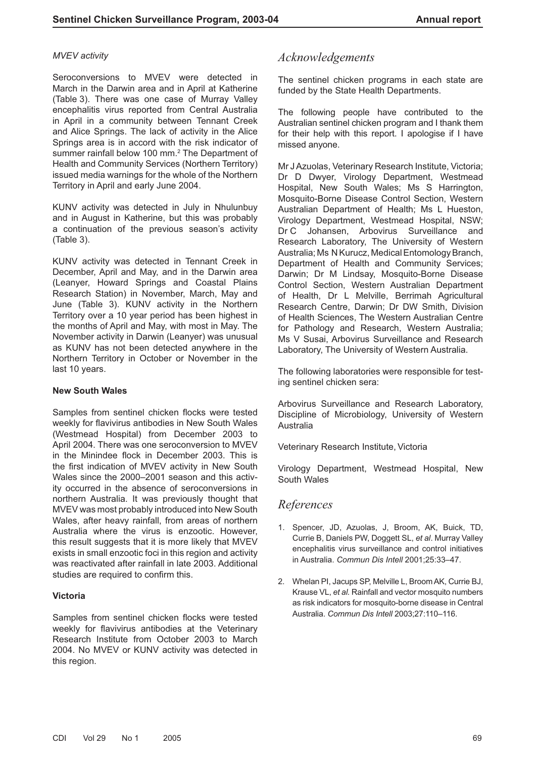*MVEV activity*

Seroconversions to MVEV were detected in March in the Darwin area and in April at Katherine (Table 3). There was one case of Murray Valley encephalitis virus reported from Central Australia in April in a community between Tennant Creek and Alice Springs. The lack of activity in the Alice Springs area is in accord with the risk indicator of summer rainfall below 100 mm.[2] The Department of Health and Community Services (Northern Territory) issued media warnings for the whole of the Northern Territory in April and early June 2004.

KUNV activity was detected in July in Nhulunbuy and in August in Katherine, but this was probably a continuation of the previous season's activity (Table 3).

KUNV activity was detected in Tennant Creek in December, April and May, and in the Darwin area (Leanyer, Howard Springs and Coastal Plains Research Station) in November, March, May and June (Table 3). KUNV activity in the Northern Territory over a 10 year period has been highest in the months of April and May, with most in May. The November activity in Darwin (Leanyer) was unusual as KUNV has not been detected anywhere in the Northern Territory in October or November in the last 10 years.

**New South Wales**

Samples from sentinel chicken flocks were tested weekly for flavivirus antibodies in New South Wales (Westmead Hospital) from December 2003 to April 2004. There was one seroconversion to MVEV in the Minindee flock in December 2003. This is the first indication of MVEV activity in New South Wales since the 2000–2001 season and this activity occurred in the absence of seroconversions in northern Australia. It was previously thought that MVEV was most probably introduced into New South Wales, after heavy rainfall, from areas of northern Australia where the virus is enzootic. However, this result suggests that it is more likely that MVEV exists in small enzootic foci in this region and activity was reactivated after rainfall in late 2003. Additional studies are required to confirm this.

**Victoria**

Samples from sentinel chicken flocks were tested weekly for flavivirus antibodies at the Veterinary Research Institute from October 2003 to March 2004. No MVEV or KUNV activity was detected in this region.

# *Acknowledgements*

The sentinel chicken programs in each state are funded by the State Health Departments.

The following people have contributed to the Australian sentinel chicken program and I thank them for their help with this report. I apologise if I have missed anyone.

Mr J Azuolas, Veterinary Research Institute, Victoria; Dr D Dwyer, Virology Department, Westmead Hospital, New South Wales; Ms S Harrington, Mosquito-Borne Disease Control Section, Western Australian Department of Health; Ms L Hueston, Virology Department, Westmead Hospital, NSW; Dr C Johansen, Arbovirus Surveillance and Research Laboratory, The University of Western Australia; Ms N Kurucz, Medical Entomology Branch, Department of Health and Community Services; Darwin; Dr M Lindsay, Mosquito-Borne Disease Control Section, Western Australian Department of Health, Dr L Melville, Berrimah Agricultural Research Centre, Darwin; Dr DW Smith, Division of Health Sciences, The Western Australian Centre for Pathology and Research, Western Australia; Ms V Susai, Arbovirus Surveillance and Research Laboratory, The University of Western Australia.

The following laboratories were responsible for testing sentinel chicken sera:

Arbovirus Surveillance and Research Laboratory, Discipline of Microbiology, University of Western Australia

Veterinary Research Institute, Victoria

Virology Department, Westmead Hospital, New South Wales

# *References*

1. Spencer, JD, Azuolas, J, Broom, AK, Buick, TD, Currie B, Daniels PW, Doggett SL, *et al*. Murray Valley encephalitis virus surveillance and control initiatives in Australia. *Commun Dis Intell* 2001;25:33–47.

2. Whelan PI, Jacups SP, Melville L, Broom AK, Currie BJ, Krause VL, *et al.* Rainfall and vector mosquito numbers as risk indicators for mosquito-borne disease in Central Australia. *Commun Dis Intell* 2003;27:110–116.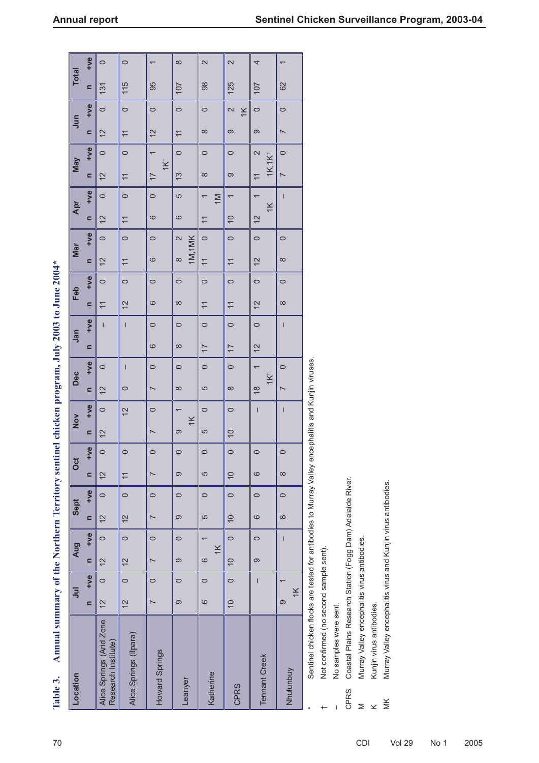**Table 3. Annual summary of the Northern Territory sentinel chicken program, July 2003 to June 2004***

| Location | Jul | | Aug | | Sept | | Oct | | Nov | | Dec | | Jan | | Feb | | Mar | | Apr | | May | | Jun | | Total | |
|---|---|---|---|---|---|---|---|---|---|---|---|---|---|---|---|---|---|---|---|---|---|---|---|---|---|---|
| | n | +ve | n | +ve | n | +ve | n | +ve | n | +ve | n | +ve | n | +ve | n | +ve | n | +ve | n | +ve | n | +ve | n | +ve | n | +ve |
| Alice Springs (Arid Zone Research Institute) | 12 | 0 | 12 | 0 | 12 | 0 | 12 | 0 | 12 | 0 | 12 | 0 | | – | 11 | 0 | 12 | 0 | 12 | 0 | 12 | 0 | 12 | 0 | 131 | 0 |
| Alice Springs (Ilpara) | 12 | 0 | 12 | 0 | 12 | 0 | 11 | 0 | | 12 | 0 | – | | – | 12 | 0 | 11 | 0 | 11 | 0 | 11 | 0 | 11 | 0 | 115 | 0 |
| Howard Springs | 7 | 0 | 7 | 0 | 7 | 0 | 7 | 0 | 7 | 0 | 7 | 0 | 6 | 0 | 6 | 0 | 6 | 0 | 6 | 0 | 17 | 1 1K† | 12 | 0 | 95 | 1 |
| Leanyer | 9 | 0 | 9 | 0 | 9 | 0 | 9 | 0 | 9 | 1 1K | 8 | 0 | 8 | 0 | 8 | 0 | 8 | 2 1M,1MK | 6 | 5 | 13 | 0 | 11 | 0 | 107 | 8 |
| Katherine | 6 | 0 | 6 | 1 1K | 5 | 0 | 5 | 0 | 5 | 0 | 5 | 0 | 17 | 0 | 11 | 0 | 11 | 0 | 11 | 1 1M | 8 | 0 | 8 | 0 | 98 | 2 |
| CPRS | 10 | 0 | 10 | 0 | 10 | 0 | 10 | 0 | 10 | 0 | 8 | 0 | 17 | 0 | 11 | 0 | 11 | 0 | 10 | 1 | 9 | 0 | 9 | 2 1K | 125 | 2 |
| Tennant Creek | | – | 9 | 0 | 6 | 0 | 6 | 0 | | – | 18 | 1 1K† | 12 | 0 | 12 | 0 | 12 | 0 | 12 | 1 1K | 11 | 2 1K,1K† | 9 | 0 | 107 | 4 |
| Nhulunbuy | 9 | 1 1K | | – | 8 | 0 | 8 | 0 | | – | 7 | 0 | | – | 8 | 0 | 8 | 0 | | – | 7 | 0 | 7 | 0 | 62 | 1 |

\* Sentinel chicken flocks are tested for antibodies to Murray Valley encephalitis and Kunjin viruses.

† Not confirmed (no second sample sent).

– No samples were sent.

CPRS Coastal Plains Research Station (Fogg Dam) Adelaide River.

M Murray Valley encephalitis virus antibodies.

K Kunjin virus antibodies.

MK Murray Valley encephalitis virus and Kunjin virus antibodies.